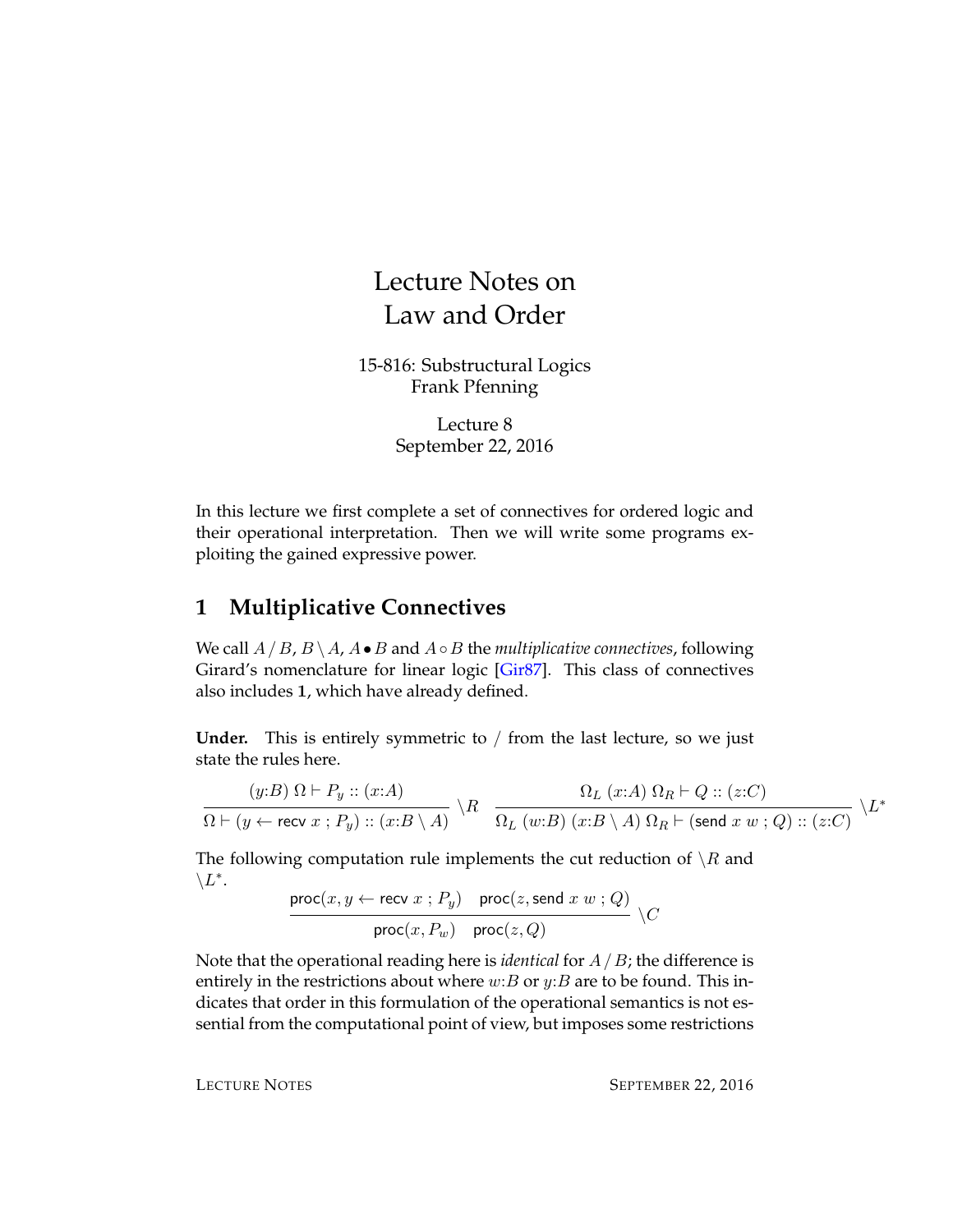# Lecture Notes on Law and Order

15-816: Substructural Logics
Frank Pfenning

Lecture 8
September 22, 2016

In this lecture we first complete a set of connectives for ordered logic and their operational interpretation. Then we will write some programs exploiting the gained expressive power.

## 1 Multiplicative Connectives

We call $A \,/\, B$, $B \setminus A$, $A \bullet B$ and $A \circ B$ the *multiplicative connectives*, following Girard's nomenclature for linear logic [Gir87]. This class of connectives also includes $\mathbf{1}$, which have already defined.

**Under.** This is entirely symmetric to / from the last lecture, so we just state the rules here.

$$\frac{(y{:}B)\ \Omega \vdash P_y :: (x{:}A)}{\Omega \vdash (y \leftarrow \mathsf{recv}\ x\ ;\ P_y) :: (x{:}B \setminus A)} \setminus R \qquad \frac{\Omega_L\ (x{:}A)\ \Omega_R \vdash Q :: (z{:}C)}{\Omega_L\ (w{:}B)\ (x{:}B \setminus A)\ \Omega_R \vdash (\mathsf{send}\ x\ w\ ;\ Q) :: (z{:}C)} \setminus L^*$$

The following computation rule implements the cut reduction of $\setminus R$ and $\setminus L^*$.

$$\frac{\mathsf{proc}(x, y \leftarrow \mathsf{recv}\ x\ ;\ P_y) \quad \mathsf{proc}(z, \mathsf{send}\ x\ w\ ;\ Q)}{\mathsf{proc}(x, P_w) \quad \mathsf{proc}(z, Q)} \setminus C$$

Note that the operational reading here is *identical* for $A \,/\, B$; the difference is entirely in the restrictions about where $w{:}B$ or $y{:}B$ are to be found. This indicates that order in this formulation of the operational semantics is not essential from the computational point of view, but imposes some restrictions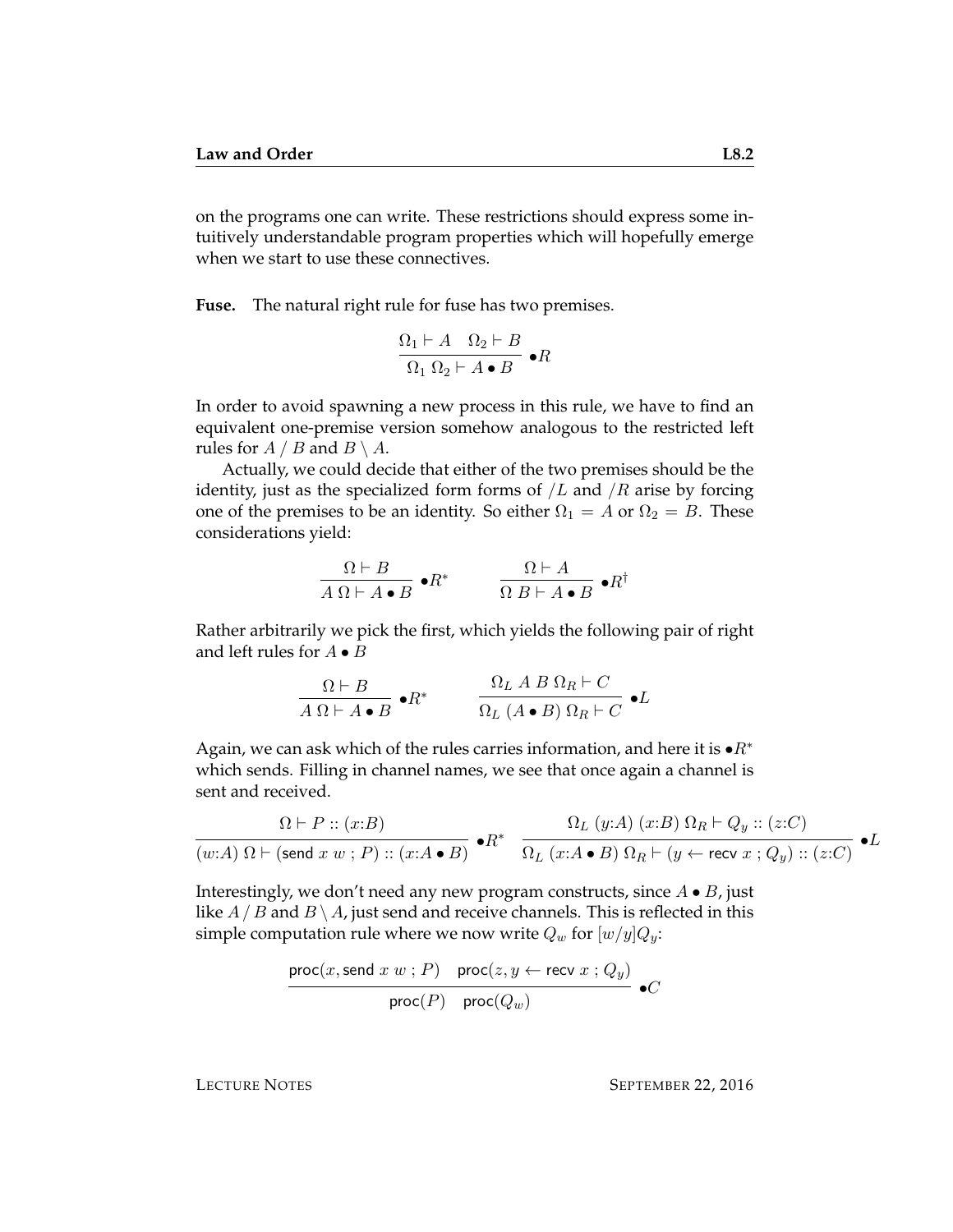on the programs one can write. These restrictions should express some intuitively understandable program properties which will hopefully emerge when we start to use these connectives.

**Fuse.** The natural right rule for fuse has two premises.

$$\frac{\Omega_1 \vdash A \quad \Omega_2 \vdash B}{\Omega_1 \; \Omega_2 \vdash A \bullet B} \;\bullet R$$

In order to avoid spawning a new process in this rule, we have to find an equivalent one-premise version somehow analogous to the restricted left rules for $A \,/\, B$ and $B \setminus A$.

Actually, we could decide that either of the two premises should be the identity, just as the specialized form forms of $/L$ and $/R$ arise by forcing one of the premises to be an identity. So either $\Omega_1 = A$ or $\Omega_2 = B$. These considerations yield:

$$\frac{\Omega \vdash B}{A \; \Omega \vdash A \bullet B} \;\bullet R^* \qquad\qquad \frac{\Omega \vdash A}{\Omega \; B \vdash A \bullet B} \;\bullet R^\dagger$$

Rather arbitrarily we pick the first, which yields the following pair of right and left rules for $A \bullet B$

$$\frac{\Omega \vdash B}{A \; \Omega \vdash A \bullet B} \;\bullet R^* \qquad\qquad \frac{\Omega_L \; A \; B \; \Omega_R \vdash C}{\Omega_L \; (A \bullet B) \; \Omega_R \vdash C} \;\bullet L$$

Again, we can ask which of the rules carries information, and here it is $\bullet R^*$ which sends. Filling in channel names, we see that once again a channel is sent and received.

$$\frac{\Omega \vdash P :: (x{:}B)}{(w{:}A) \; \Omega \vdash (\mathsf{send}\ x\ w\ ;\ P) :: (x{:}A \bullet B)} \;\bullet R^* \quad \frac{\Omega_L \; (y{:}A) \; (x{:}B) \; \Omega_R \vdash Q_y :: (z{:}C)}{\Omega_L \; (x{:}A \bullet B) \; \Omega_R \vdash (y \leftarrow \mathsf{recv}\ x\ ;\ Q_y) :: (z{:}C)} \;\bullet L$$

Interestingly, we don't need any new program constructs, since $A \bullet B$, just like $A \,/\, B$ and $B \setminus A$, just send and receive channels. This is reflected in this simple computation rule where we now write $Q_w$ for $[w/y]Q_y$:

$$\frac{\mathsf{proc}(x, \mathsf{send}\ x\ w\ ;\ P) \quad \mathsf{proc}(z, y \leftarrow \mathsf{recv}\ x\ ;\ Q_y)}{\mathsf{proc}(P) \quad \mathsf{proc}(Q_w)} \;\bullet C$$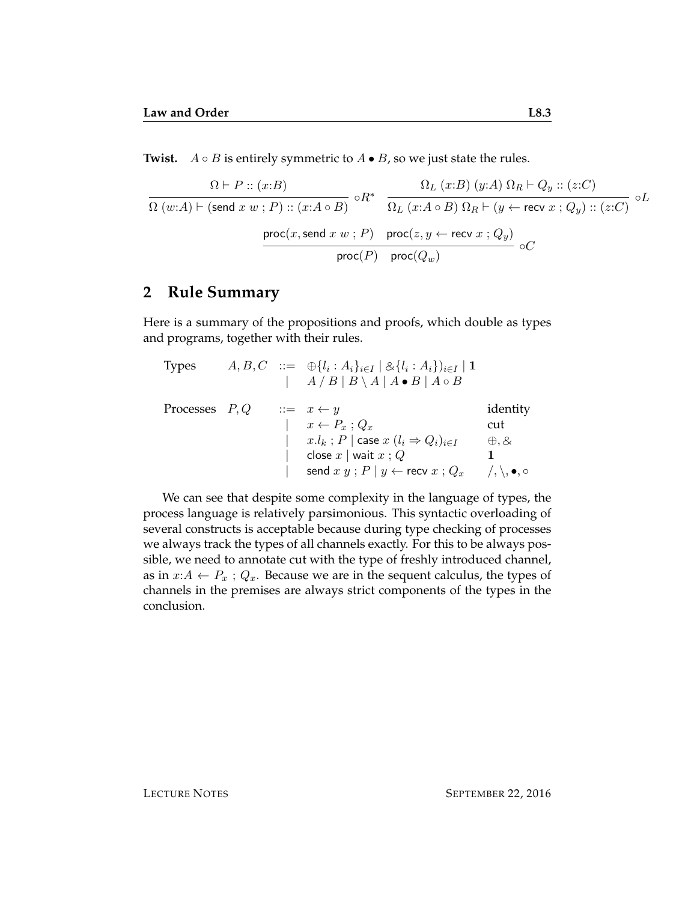**Twist.** $A \circ B$ is entirely symmetric to $A \bullet B$, so we just state the rules.

$$\frac{\Omega \vdash P :: (x{:}B)}{\Omega\ (w{:}A) \vdash (\mathsf{send}\ x\ w\ ;\ P) :: (x{:}A \circ B)} \circ R^* \qquad \frac{\Omega_L\ (x{:}B)\ (y{:}A)\ \Omega_R \vdash Q_y :: (z{:}C)}{\Omega_L\ (x{:}A \circ B)\ \Omega_R \vdash (y \leftarrow \mathsf{recv}\ x\ ;\ Q_y) :: (z{:}C)} \circ L$$

$$\frac{\mathsf{proc}(x, \mathsf{send}\ x\ w\ ;\ P) \quad \mathsf{proc}(z, y \leftarrow \mathsf{recv}\ x\ ;\ Q_y)}{\mathsf{proc}(P) \quad \mathsf{proc}(Q_w)} \circ C$$

## 2 Rule Summary

Here is a summary of the propositions and proofs, which double as types and programs, together with their rules.

$$\begin{array}{llll}
\text{Types} & A, B, C & ::= & \oplus\{l_i : A_i\}_{i \in I} \mid \&\{l_i : A_i\})_{i \in I} \mid \mathbf{1} \\
 & & \mid & A \,/\, B \mid B \setminus A \mid A \bullet B \mid A \circ B \\
 & & & \\
\text{Processes} & P, Q & ::= & x \leftarrow y & \text{identity} \\
 & & \mid & x \leftarrow P_x\ ;\ Q_x & \text{cut} \\
 & & \mid & x.l_k\ ;\ P \mid \mathsf{case}\ x\ (l_i \Rightarrow Q_i)_{i \in I} & \oplus, \& \\
 & & \mid & \mathsf{close}\ x \mid \mathsf{wait}\ x\ ;\ Q & \mathbf{1} \\
 & & \mid & \mathsf{send}\ x\ y\ ;\ P \mid y \leftarrow \mathsf{recv}\ x\ ;\ Q_x & /, \setminus, \bullet, \circ
\end{array}$$

We can see that despite some complexity in the language of types, the process language is relatively parsimonious. This syntactic overloading of several constructs is acceptable because during type checking of processes we always track the types of all channels exactly. For this to be always possible, we need to annotate cut with the type of freshly introduced channel, as in $x{:}A \leftarrow P_x\ ;\ Q_x$. Because we are in the sequent calculus, the types of channels in the premises are always strict components of the types in the conclusion.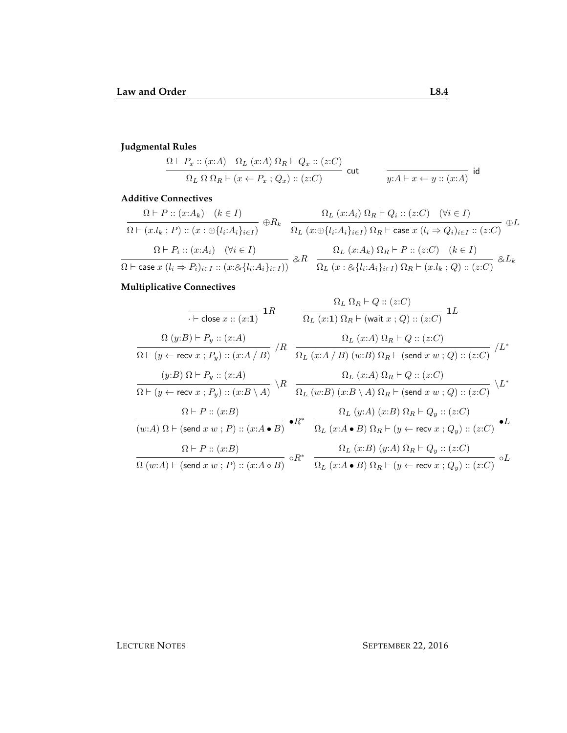**Judgmental Rules**

$$\frac{\Omega \vdash P_x :: (x{:}A) \quad \Omega_L\ (x{:}A)\ \Omega_R \vdash Q_x :: (z{:}C)}{\Omega_L\ \Omega\ \Omega_R \vdash (x \leftarrow P_x\ ;\ Q_x) :: (z{:}C)}\ \mathsf{cut} \qquad \frac{}{y{:}A \vdash x \leftarrow y :: (x{:}A)}\ \mathsf{id}$$

**Additive Connectives**

$$\frac{\Omega \vdash P :: (x{:}A_k) \quad (k \in I)}{\Omega \vdash (x.l_k\ ;\ P) :: (x : \oplus\{l_i{:}A_i\}_{i \in I})}\ \oplus R_k \qquad \frac{\Omega_L\ (x{:}A_i)\ \Omega_R \vdash Q_i :: (z{:}C) \quad (\forall i \in I)}{\Omega_L\ (x{:}\oplus\{l_i{:}A_i\}_{i \in I})\ \Omega_R \vdash \mathsf{case}\ x\ (l_i \Rightarrow Q_i)_{i \in I} :: (z{:}C)}\ \oplus L$$

$$\frac{\Omega \vdash P_i :: (x{:}A_i) \quad (\forall i \in I)}{\Omega \vdash \mathsf{case}\ x\ (l_i \Rightarrow P_i)_{i \in I} :: (x{:}\&\{l_i{:}A_i\}_{i \in I}))}\ \&R \qquad \frac{\Omega_L\ (x{:}A_k)\ \Omega_R \vdash P :: (z{:}C) \quad (k \in I)}{\Omega_L\ (x : \&\{l_i{:}A_i\}_{i \in I})\ \Omega_R \vdash (x.l_k\ ;\ Q) :: (z{:}C)}\ \&L_k$$

**Multiplicative Connectives**

$$\frac{}{\cdot \vdash \mathsf{close}\ x :: (x{:}\mathbf{1})}\ \mathbf{1}R \qquad \frac{\Omega_L\ \Omega_R \vdash Q :: (z{:}C)}{\Omega_L\ (x{:}\mathbf{1})\ \Omega_R \vdash (\mathsf{wait}\ x\ ;\ Q) :: (z{:}C)}\ \mathbf{1}L$$

$$\frac{\Omega\ (y{:}B) \vdash P_y :: (x{:}A)}{\Omega \vdash (y \leftarrow \mathsf{recv}\ x\ ;\ P_y) :: (x{:}A\ /\ B)}\ /R \qquad \frac{\Omega_L\ (x{:}A)\ \Omega_R \vdash Q :: (z{:}C)}{\Omega_L\ (x{:}A\ /\ B)\ (w{:}B)\ \Omega_R \vdash (\mathsf{send}\ x\ w\ ;\ Q) :: (z{:}C)}\ /L^*$$

$$\frac{(y{:}B)\ \Omega \vdash P_y :: (x{:}A)}{\Omega \vdash (y \leftarrow \mathsf{recv}\ x\ ;\ P_y) :: (x{:}B \setminus A)}\ \setminus R \qquad \frac{\Omega_L\ (x{:}A)\ \Omega_R \vdash Q :: (z{:}C)}{\Omega_L\ (w{:}B)\ (x{:}B \setminus A)\ \Omega_R \vdash (\mathsf{send}\ x\ w\ ;\ Q) :: (z{:}C)}\ \setminus L^*$$

$$\frac{\Omega \vdash P :: (x{:}B)}{(w{:}A)\ \Omega \vdash (\mathsf{send}\ x\ w\ ;\ P) :: (x{:}A \bullet B)}\ \bullet R^* \qquad \frac{\Omega_L\ (y{:}A)\ (x{:}B)\ \Omega_R \vdash Q_y :: (z{:}C)}{\Omega_L\ (x{:}A \bullet B)\ \Omega_R \vdash (y \leftarrow \mathsf{recv}\ x\ ;\ Q_y) :: (z{:}C)}\ \bullet L$$

$$\frac{\Omega \vdash P :: (x{:}B)}{\Omega\ (w{:}A) \vdash (\mathsf{send}\ x\ w\ ;\ P) :: (x{:}A \circ B)}\ \circ R^* \qquad \frac{\Omega_L\ (x{:}B)\ (y{:}A)\ \Omega_R \vdash Q_y :: (z{:}C)}{\Omega_L\ (x{:}A \bullet B)\ \Omega_R \vdash (y \leftarrow \mathsf{recv}\ x\ ;\ Q_y) :: (z{:}C)}\ \circ L$$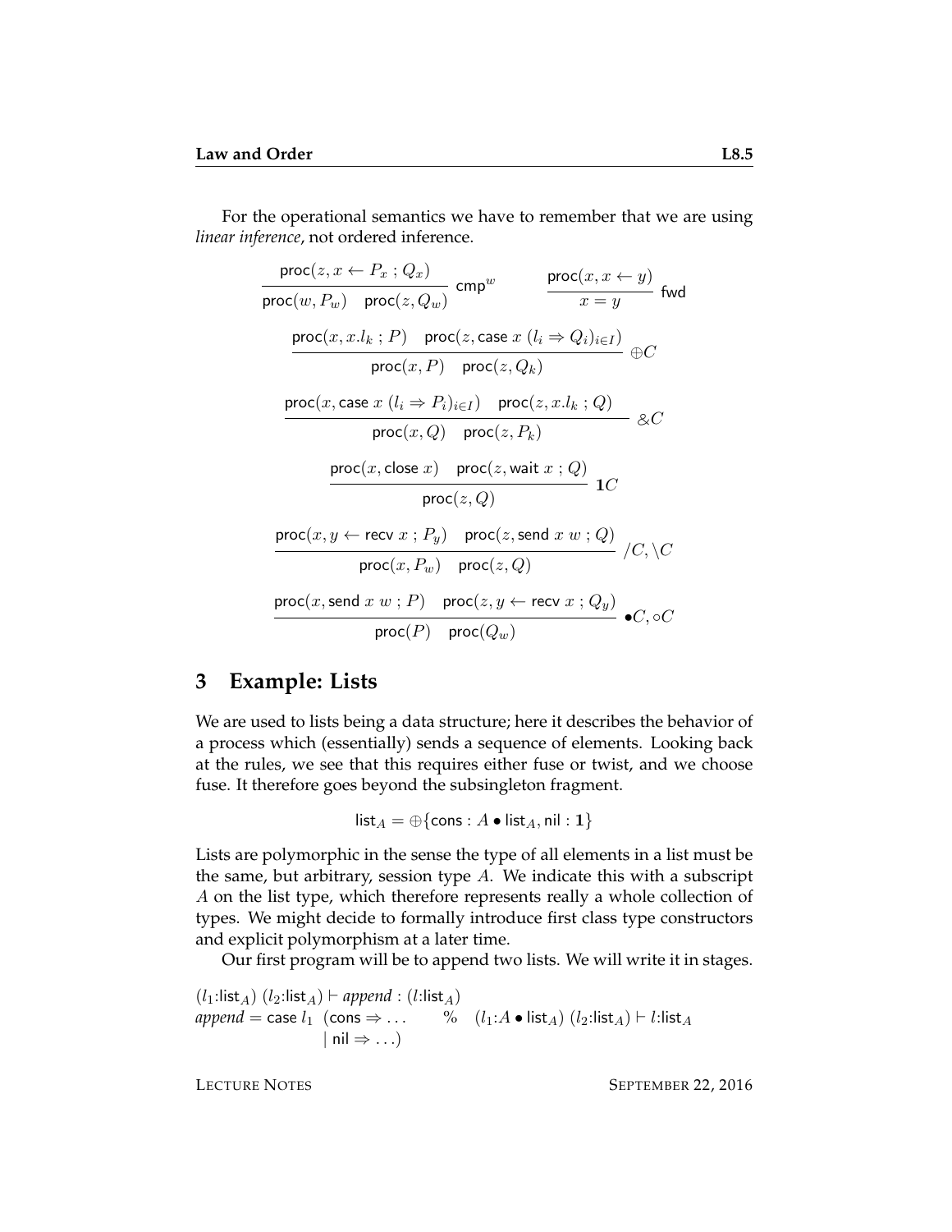For the operational semantics we have to remember that we are using *linear inference*, not ordered inference.

$$\frac{\mathsf{proc}(z, x \leftarrow P_x \; ; \; Q_x)}{\mathsf{proc}(w, P_w) \quad \mathsf{proc}(z, Q_w)} \; \mathsf{cmp}^w \qquad \frac{\mathsf{proc}(x, x \leftarrow y)}{x = y} \; \mathsf{fwd}$$

$$\frac{\mathsf{proc}(x, x.l_k \; ; \; P) \quad \mathsf{proc}(z, \mathsf{case}\; x \; (l_i \Rightarrow Q_i)_{i \in I})}{\mathsf{proc}(x, P) \quad \mathsf{proc}(z, Q_k)} \; \oplus C$$

$$\frac{\mathsf{proc}(x, \mathsf{case}\; x \; (l_i \Rightarrow P_i)_{i \in I}) \quad \mathsf{proc}(z, x.l_k \; ; \; Q)}{\mathsf{proc}(x, Q) \quad \mathsf{proc}(z, P_k)} \; \& C$$

$$\frac{\mathsf{proc}(x, \mathsf{close}\; x) \quad \mathsf{proc}(z, \mathsf{wait}\; x \; ; \; Q)}{\mathsf{proc}(z, Q)} \; \mathbf{1}C$$

$$\frac{\mathsf{proc}(x, y \leftarrow \mathsf{recv}\; x \; ; \; P_y) \quad \mathsf{proc}(z, \mathsf{send}\; x\; w \; ; \; Q)}{\mathsf{proc}(x, P_w) \quad \mathsf{proc}(z, Q)} \; /C, \backslash C$$

$$\frac{\mathsf{proc}(x, \mathsf{send}\; x\; w \; ; \; P) \quad \mathsf{proc}(z, y \leftarrow \mathsf{recv}\; x \; ; \; Q_y)}{\mathsf{proc}(P) \quad \mathsf{proc}(Q_w)} \; \bullet C, \circ C$$

## 3 Example: Lists

We are used to lists being a data structure; here it describes the behavior of a process which (essentially) sends a sequence of elements. Looking back at the rules, we see that this requires either fuse or twist, and we choose fuse. It therefore goes beyond the subsingleton fragment.

$$\mathsf{list}_A = \oplus\{\mathsf{cons} : A \bullet \mathsf{list}_A, \mathsf{nil} : \mathbf{1}\}$$

Lists are polymorphic in the sense the type of all elements in a list must be the same, but arbitrary, session type $A$. We indicate this with a subscript $A$ on the list type, which therefore represents really a whole collection of types. We might decide to formally introduce first class type constructors and explicit polymorphism at a later time.

Our first program will be to append two lists. We will write it in stages.

$(l_1{:}\mathsf{list}_A)\; (l_2{:}\mathsf{list}_A) \vdash \mathit{append} : (l{:}\mathsf{list}_A)$
$\mathit{append} = \mathsf{case}\; l_1 \;\; (\mathsf{cons} \Rightarrow \ldots \qquad \% \quad (l_1{:}A \bullet \mathsf{list}_A)\; (l_2{:}\mathsf{list}_A) \vdash l{:}\mathsf{list}_A$
$\qquad\qquad\qquad\quad \mid \mathsf{nil} \Rightarrow \ldots)$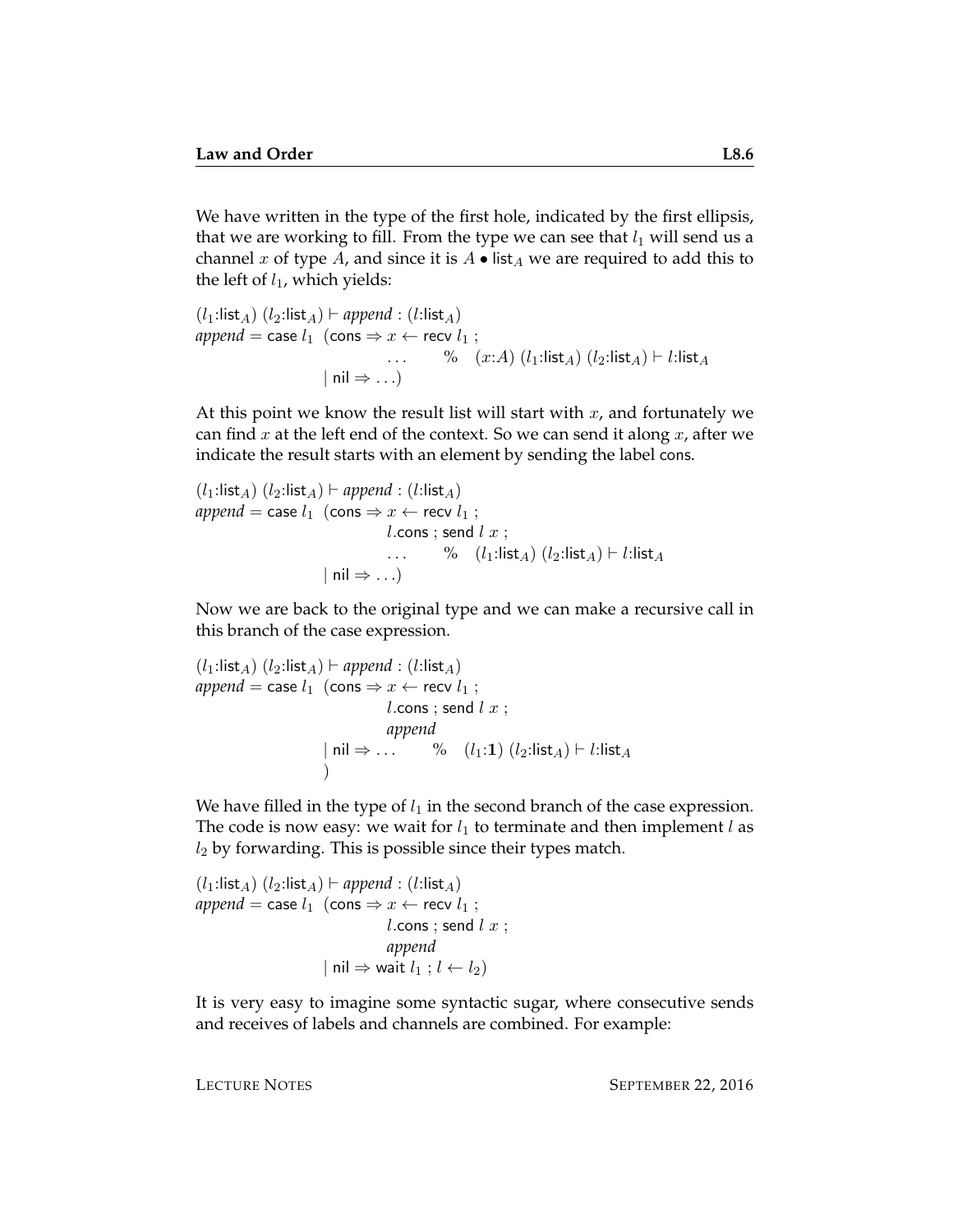We have written in the type of the first hole, indicated by the first ellipsis, that we are working to fill. From the type we can see that $l_1$ will send us a channel $x$ of type $A$, and since it is $A \bullet \mathsf{list}_A$ we are required to add this to the left of $l_1$, which yields:

$$
\begin{array}{l}
(l_1{:}\mathsf{list}_A)\ (l_2{:}\mathsf{list}_A) \vdash \mathit{append} : (l{:}\mathsf{list}_A) \\
\mathit{append} = \mathsf{case}\ l_1\ \ (\mathsf{cons} \Rightarrow x \leftarrow \mathsf{recv}\ l_1\ ; \\
\qquad\qquad\qquad\qquad\quad \ldots \qquad \%\quad (x{:}A)\ (l_1{:}\mathsf{list}_A)\ (l_2{:}\mathsf{list}_A) \vdash l{:}\mathsf{list}_A \\
\qquad\qquad\qquad\quad \mid \mathsf{nil} \Rightarrow \ldots)
\end{array}
$$

At this point we know the result list will start with $x$, and fortunately we can find $x$ at the left end of the context. So we can send it along $x$, after we indicate the result starts with an element by sending the label cons.

$$
\begin{array}{l}
(l_1{:}\mathsf{list}_A)\ (l_2{:}\mathsf{list}_A) \vdash \mathit{append} : (l{:}\mathsf{list}_A) \\
\mathit{append} = \mathsf{case}\ l_1\ \ (\mathsf{cons} \Rightarrow x \leftarrow \mathsf{recv}\ l_1\ ; \\
\qquad\qquad\qquad\qquad\quad l.\mathsf{cons}\ ;\ \mathsf{send}\ l\ x\ ; \\
\qquad\qquad\qquad\qquad\quad \ldots \qquad \%\quad (l_1{:}\mathsf{list}_A)\ (l_2{:}\mathsf{list}_A) \vdash l{:}\mathsf{list}_A \\
\qquad\qquad\qquad\quad \mid \mathsf{nil} \Rightarrow \ldots)
\end{array}
$$

Now we are back to the original type and we can make a recursive call in this branch of the case expression.

$$
\begin{array}{l}
(l_1{:}\mathsf{list}_A)\ (l_2{:}\mathsf{list}_A) \vdash \mathit{append} : (l{:}\mathsf{list}_A) \\
\mathit{append} = \mathsf{case}\ l_1\ \ (\mathsf{cons} \Rightarrow x \leftarrow \mathsf{recv}\ l_1\ ; \\
\qquad\qquad\qquad\qquad\quad l.\mathsf{cons}\ ;\ \mathsf{send}\ l\ x\ ; \\
\qquad\qquad\qquad\qquad\quad \mathit{append} \\
\qquad\qquad\qquad\quad \mid \mathsf{nil} \Rightarrow \ldots \qquad \%\quad (l_1{:}\mathbf{1})\ (l_2{:}\mathsf{list}_A) \vdash l{:}\mathsf{list}_A \\
\qquad\qquad\qquad\quad )
\end{array}
$$

We have filled in the type of $l_1$ in the second branch of the case expression. The code is now easy: we wait for $l_1$ to terminate and then implement $l$ as $l_2$ by forwarding. This is possible since their types match.

$$
\begin{array}{l}
(l_1{:}\mathsf{list}_A)\ (l_2{:}\mathsf{list}_A) \vdash \mathit{append} : (l{:}\mathsf{list}_A) \\
\mathit{append} = \mathsf{case}\ l_1\ \ (\mathsf{cons} \Rightarrow x \leftarrow \mathsf{recv}\ l_1\ ; \\
\qquad\qquad\qquad\qquad\quad l.\mathsf{cons}\ ;\ \mathsf{send}\ l\ x\ ; \\
\qquad\qquad\qquad\qquad\quad \mathit{append} \\
\qquad\qquad\qquad\quad \mid \mathsf{nil} \Rightarrow \mathsf{wait}\ l_1\ ;\ l \leftarrow l_2)
\end{array}
$$

It is very easy to imagine some syntactic sugar, where consecutive sends and receives of labels and channels are combined. For example: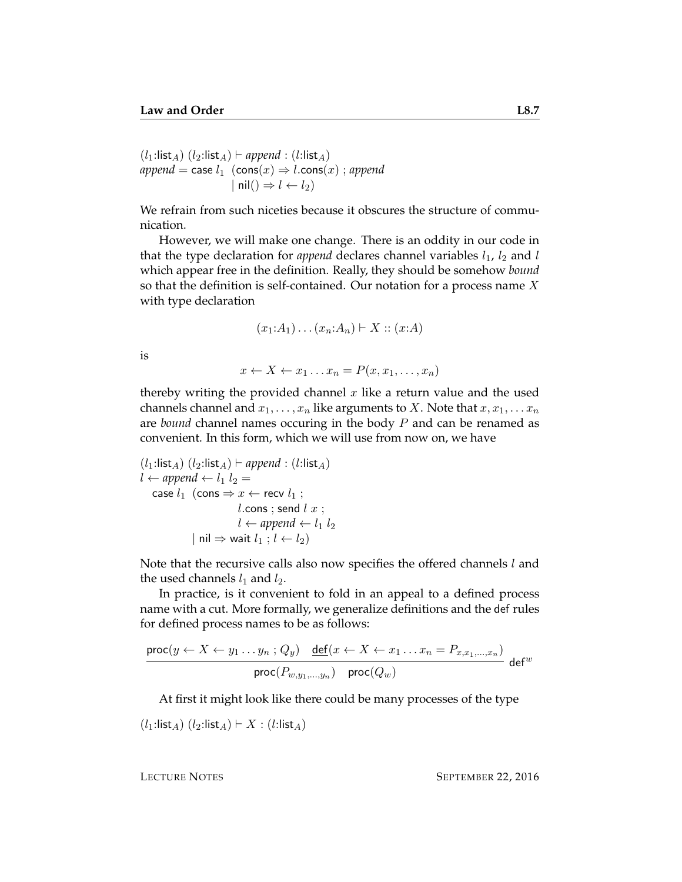$(l_1{:}\mathsf{list}_A)\ (l_2{:}\mathsf{list}_A) \vdash \mathit{append} : (l{:}\mathsf{list}_A)$
$\mathit{append} = \mathsf{case}\ l_1\ \ (\mathsf{cons}(x) \Rightarrow l.\mathsf{cons}(x)\ ;\ \mathit{append}$
$\qquad\qquad\qquad\quad \mid \mathsf{nil}() \Rightarrow l \leftarrow l_2)$

We refrain from such niceties because it obscures the structure of communication.

However, we will make one change. There is an oddity in our code in that the type declaration for *append* declares channel variables $l_1$, $l_2$ and $l$ which appear free in the definition. Really, they should be somehow *bound* so that the definition is self-contained. Our notation for a process name $X$ with type declaration

$$(x_1{:}A_1) \ldots (x_n{:}A_n) \vdash X :: (x{:}A)$$

is

$$x \leftarrow X \leftarrow x_1 \ldots x_n = P(x, x_1, \ldots, x_n)$$

thereby writing the provided channel $x$ like a return value and the used channels channel and $x_1, \ldots, x_n$ like arguments to $X$. Note that $x, x_1, \ldots x_n$ are *bound* channel names occuring in the body $P$ and can be renamed as convenient. In this form, which we will use from now on, we have

$(l_1{:}\mathsf{list}_A)\ (l_2{:}\mathsf{list}_A) \vdash \mathit{append} : (l{:}\mathsf{list}_A)$
$l \leftarrow \mathit{append} \leftarrow l_1\ l_2 =$
$\quad \mathsf{case}\ l_1\ \ (\mathsf{cons} \Rightarrow x \leftarrow \mathsf{recv}\ l_1\ ;$
$\qquad\qquad\qquad\quad l.\mathsf{cons}\ ;\ \mathsf{send}\ l\ x\ ;$
$\qquad\qquad\qquad\quad l \leftarrow \mathit{append} \leftarrow l_1\ l_2$
$\qquad\qquad \mid \mathsf{nil} \Rightarrow \mathsf{wait}\ l_1\ ;\ l \leftarrow l_2)$

Note that the recursive calls also now specifies the offered channels $l$ and the used channels $l_1$ and $l_2$.

In practice, is it convenient to fold in an appeal to a defined process name with a cut. More formally, we generalize definitions and the def rules for defined process names to be as follows:

$$\frac{\mathsf{proc}(y \leftarrow X \leftarrow y_1 \ldots y_n\ ;\ Q_y) \quad \underline{\mathsf{def}}(x \leftarrow X \leftarrow x_1 \ldots x_n = P_{x,x_1,\ldots,x_n})}{\mathsf{proc}(P_{w,y_1,\ldots,y_n}) \quad \mathsf{proc}(Q_w)}\ \mathsf{def}^w$$

At first it might look like there could be many processes of the type

$(l_1{:}\mathsf{list}_A)\ (l_2{:}\mathsf{list}_A) \vdash X : (l{:}\mathsf{list}_A)$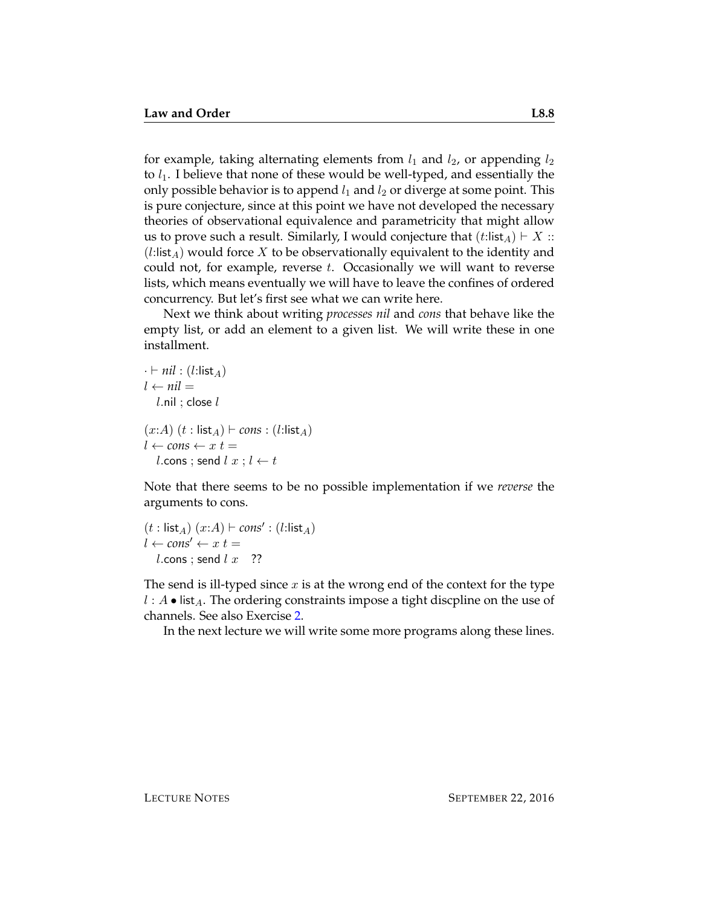for example, taking alternating elements from $l_1$ and $l_2$, or appending $l_2$ to $l_1$. I believe that none of these would be well-typed, and essentially the only possible behavior is to append $l_1$ and $l_2$ or diverge at some point. This is pure conjecture, since at this point we have not developed the necessary theories of observational equivalence and parametricity that might allow us to prove such a result. Similarly, I would conjecture that $(t{:}\mathsf{list}_A) \vdash X :: (l{:}\mathsf{list}_A)$ would force $X$ to be observationally equivalent to the identity and could not, for example, reverse $t$. Occasionally we will want to reverse lists, which means eventually we will have to leave the confines of ordered concurrency. But let's first see what we can write here.

Next we think about writing *processes nil* and *cons* that behave like the empty list, or add an element to a given list. We will write these in one installment.

$\cdot \vdash \mathit{nil} : (l{:}\mathsf{list}_A)$
$l \leftarrow \mathit{nil} =$
$\quad l.\mathsf{nil}\ ;\ \mathsf{close}\ l$

$(x{:}A)\ (t : \mathsf{list}_A) \vdash \mathit{cons} : (l{:}\mathsf{list}_A)$
$l \leftarrow \mathit{cons} \leftarrow x\ t =$
$\quad l.\mathsf{cons}\ ;\ \mathsf{send}\ l\ x\ ;\ l \leftarrow t$

Note that there seems to be no possible implementation if we *reverse* the arguments to cons.

$(t : \mathsf{list}_A)\ (x{:}A) \vdash \mathit{cons}' : (l{:}\mathsf{list}_A)$
$l \leftarrow \mathit{cons}' \leftarrow x\ t =$
$\quad l.\mathsf{cons}\ ;\ \mathsf{send}\ l\ x \quad ??$

The send is ill-typed since $x$ is at the wrong end of the context for the type $l : A \bullet \mathsf{list}_A$. The ordering constraints impose a tight discpline on the use of channels. See also Exercise 2.

In the next lecture we will write some more programs along these lines.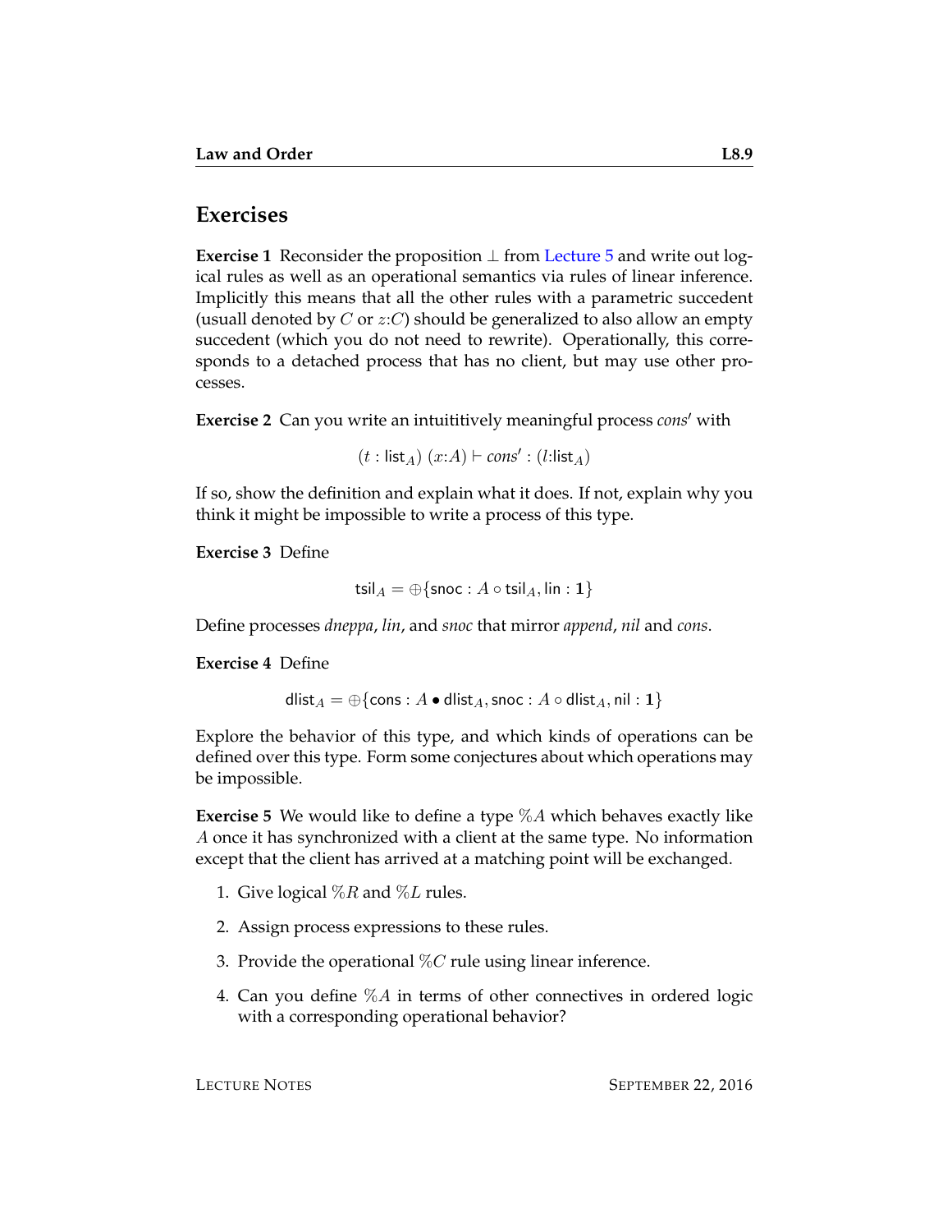## Exercises

**Exercise 1** Reconsider the proposition $\bot$ from Lecture 5 and write out logical rules as well as an operational semantics via rules of linear inference. Implicitly this means that all the other rules with a parametric succedent (usuall denoted by $C$ or $z{:}C$) should be generalized to also allow an empty succedent (which you do not need to rewrite). Operationally, this corresponds to a detached process that has no client, but may use other processes.

**Exercise 2** Can you write an intuititively meaningful process *cons*′ with

$$(t : \mathsf{list}_A)\ (x{:}A) \vdash \mathit{cons}' : (l{:}\mathsf{list}_A)$$

If so, show the definition and explain what it does. If not, explain why you think it might be impossible to write a process of this type.

**Exercise 3** Define

$$\mathsf{tsil}_A = \oplus\{\mathsf{snoc} : A \circ \mathsf{tsil}_A, \mathsf{lin} : \mathbf{1}\}$$

Define processes *dneppa*, *lin*, and *snoc* that mirror *append*, *nil* and *cons*.

**Exercise 4** Define

$$\mathsf{dlist}_A = \oplus\{\mathsf{cons} : A \bullet \mathsf{dlist}_A, \mathsf{snoc} : A \circ \mathsf{dlist}_A, \mathsf{nil} : \mathbf{1}\}$$

Explore the behavior of this type, and which kinds of operations can be defined over this type. Form some conjectures about which operations may be impossible.

**Exercise 5** We would like to define a type $\%A$ which behaves exactly like $A$ once it has synchronized with a client at the same type. No information except that the client has arrived at a matching point will be exchanged.

1. Give logical $\%R$ and $\%L$ rules.
2. Assign process expressions to these rules.
3. Provide the operational $\%C$ rule using linear inference.
4. Can you define $\%A$ in terms of other connectives in ordered logic with a corresponding operational behavior?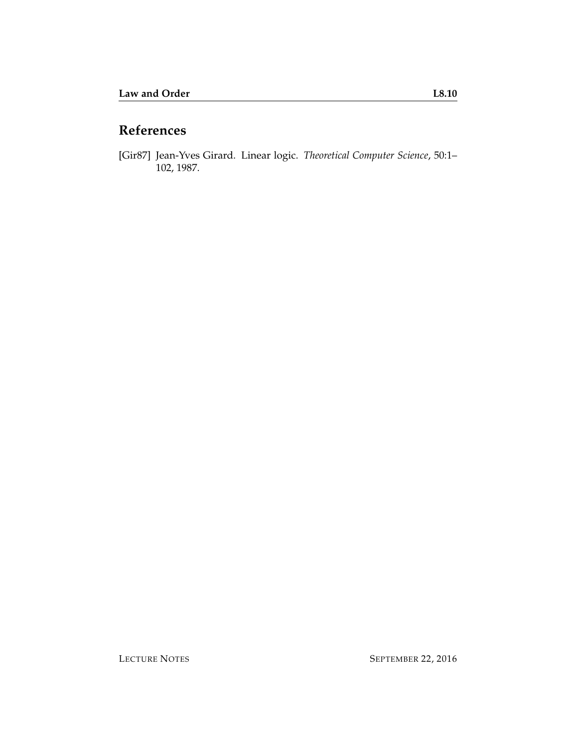## References

[Gir87] Jean-Yves Girard. Linear logic. *Theoretical Computer Science*, 50:1–102, 1987.